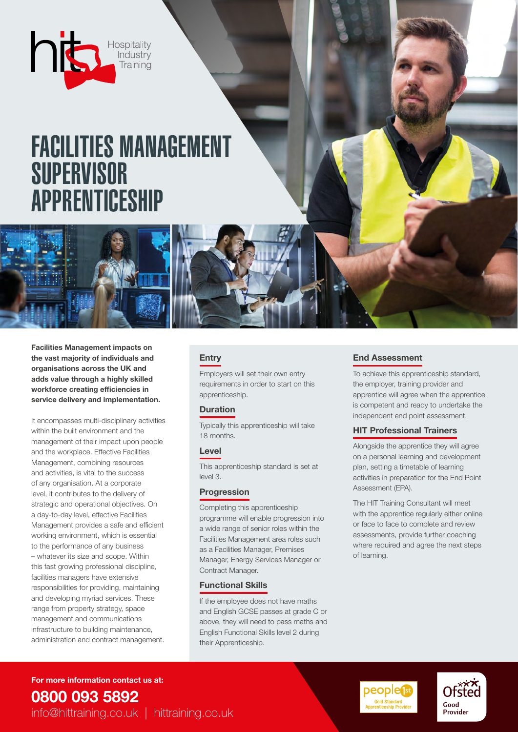# FACILITIES MANAGEMENT SUPERVISOR APPRENTICESHIP

**Facilities Management impacts on the vast majority of individuals and organisations across the UK and adds value through a highly skilled workforce creating efficiencies in service delivery and implementation.**

It encompasses multi-disciplinary activities within the built environment and the management of their impact upon people and the workplace. Effective Facilities Management, combining resources and activities, is vital to the success of any organisation. At a corporate level, it contributes to the delivery of strategic and operational objectives. On a day-to-day level, effective Facilities Management provides a safe and efficient working environment, which is essential to the performance of any business – whatever its size and scope. Within this fast growing professional discipline, facilities managers have extensive responsibilities for providing, maintaining and developing myriad services. These range from property strategy, space management and communications infrastructure to building maintenance, administration and contract management.

## Entry

Employers will set their own entry requirements in order to start on this apprenticeship.

## Duration

Typically this apprenticeship will take 18 months.

## Level

This apprenticeship standard is set at level 3.

## Progression

Completing this apprenticeship programme will enable progression into a wide range of senior roles within the Facilities Management area roles such as a Facilities Manager, Premises Manager, Energy Services Manager or Contract Manager.

## Functional Skills

If the employee does not have maths and English GCSE passes at grade C or above, they will need to pass maths and English Functional Skills level 2 during their Apprenticeship.

## End Assessment

To achieve this apprenticeship standard, the employer, training provider and apprentice will agree when the apprentice is competent and ready to undertake the independent end point assessment.

## HIT Professional Trainers

Alongside the apprentice they will agree on a personal learning and development plan, setting a timetable of learning activities in preparation for the End Point Assessment (EPA).

The HIT Training Consultant will meet with the apprentice regularly either online or face to face to complete and review assessments, provide further coaching where required and agree the next steps of learning.

**For more information contact us at:**

**0800 093 5892**

info@hittraining.co.uk | hittraining.co.uk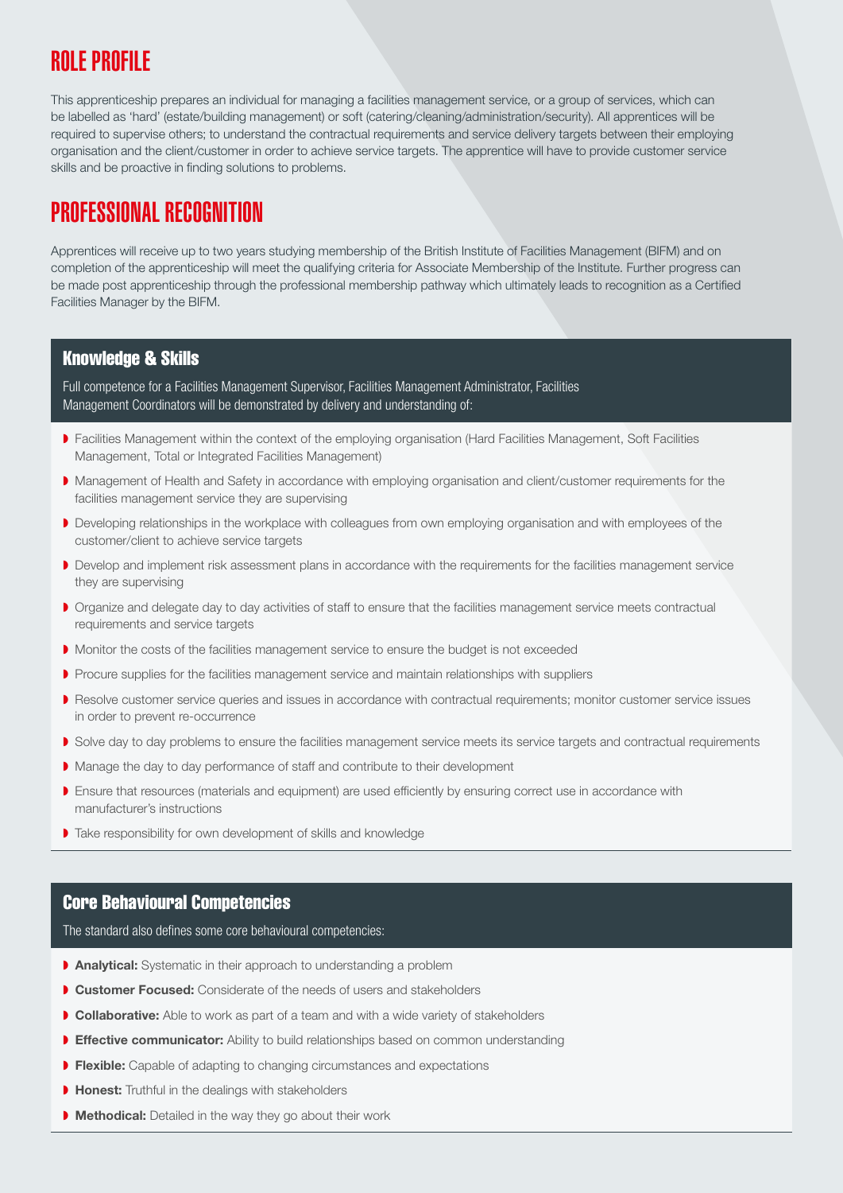# ROLE PROFILE

This apprenticeship prepares an individual for managing a facilities management service, or a group of services, which can be labelled as 'hard' (estate/building management) or soft (catering/cleaning/administration/security). All apprentices will be required to supervise others; to understand the contractual requirements and service delivery targets between their employing organisation and the client/customer in order to achieve service targets. The apprentice will have to provide customer service skills and be proactive in finding solutions to problems.

# PROFESSIONAL RECOGNITION

Apprentices will receive up to two years studying membership of the British Institute of Facilities Management (BIFM) and on completion of the apprenticeship will meet the qualifying criteria for Associate Membership of the Institute. Further progress can be made post apprenticeship through the professional membership pathway which ultimately leads to recognition as a Certified Facilities Manager by the BIFM.

## Knowledge & Skills

Full competence for a Facilities Management Supervisor, Facilities Management Administrator, Facilities Management Coordinators will be demonstrated by delivery and understanding of:

- Facilities Management within the context of the employing organisation (Hard Facilities Management, Soft Facilities Management, Total or Integrated Facilities Management)
- Management of Health and Safety in accordance with employing organisation and client/customer requirements for the facilities management service they are supervising
- Developing relationships in the workplace with colleagues from own employing organisation and with employees of the customer/client to achieve service targets
- Develop and implement risk assessment plans in accordance with the requirements for the facilities management service they are supervising
- Organize and delegate day to day activities of staff to ensure that the facilities management service meets contractual requirements and service targets
- Monitor the costs of the facilities management service to ensure the budget is not exceeded
- Procure supplies for the facilities management service and maintain relationships with suppliers
- Resolve customer service queries and issues in accordance with contractual requirements; monitor customer service issues in order to prevent re-occurrence
- Solve day to day problems to ensure the facilities management service meets its service targets and contractual requirements
- Manage the day to day performance of staff and contribute to their development
- Ensure that resources (materials and equipment) are used efficiently by ensuring correct use in accordance with manufacturer's instructions
- Take responsibility for own development of skills and knowledge

## Core Behavioural Competencies

The standard also defines some core behavioural competencies:

- **Analytical:** Systematic in their approach to understanding a problem
- **Customer Focused:** Considerate of the needs of users and stakeholders
- **Collaborative:** Able to work as part of a team and with a wide variety of stakeholders
- **Effective communicator:** Ability to build relationships based on common understanding
- **Flexible:** Capable of adapting to changing circumstances and expectations
- **Honest:** Truthful in the dealings with stakeholders
- **Methodical:** Detailed in the way they go about their work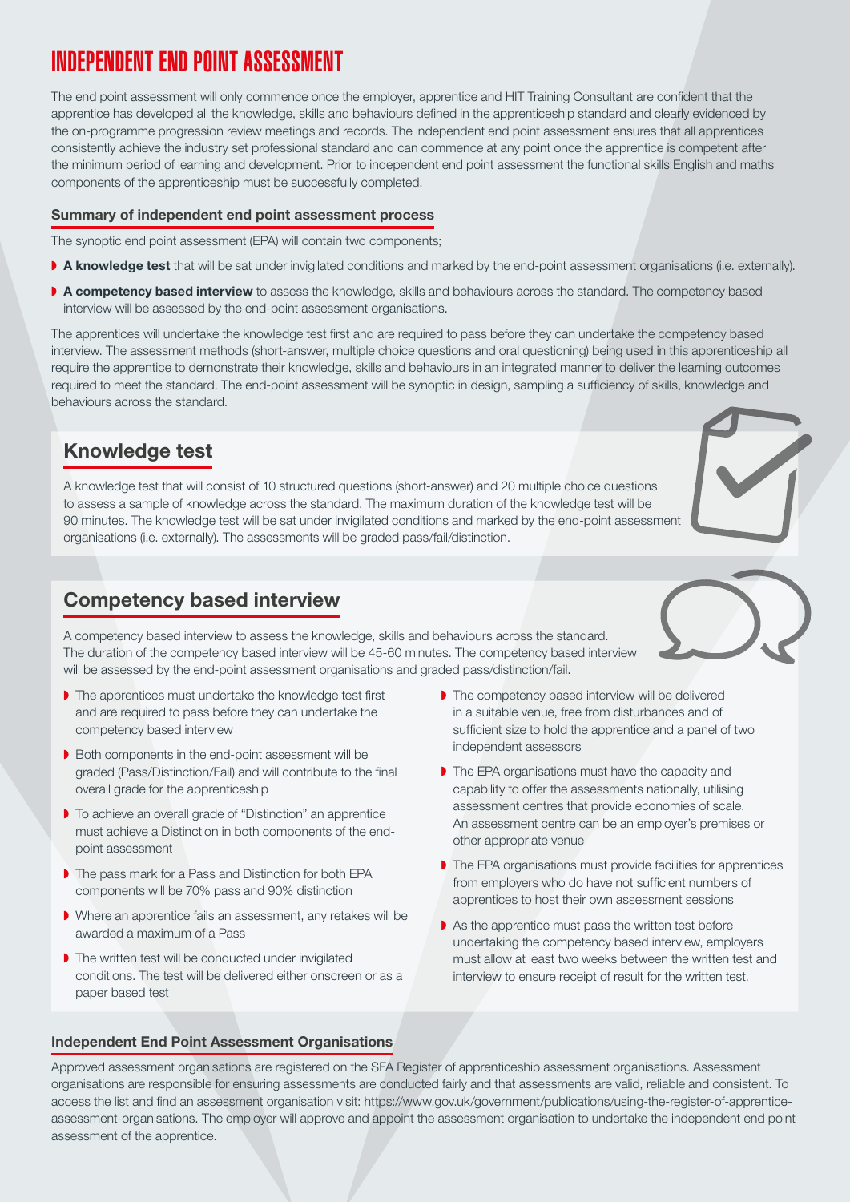# INDEPENDENT END POINT ASSESSMENT

The end point assessment will only commence once the employer, apprentice and HIT Training Consultant are confident that the apprentice has developed all the knowledge, skills and behaviours defined in the apprenticeship standard and clearly evidenced by the on-programme progression review meetings and records. The independent end point assessment ensures that all apprentices consistently achieve the industry set professional standard and can commence at any point once the apprentice is competent after the minimum period of learning and development. Prior to independent end point assessment the functional skills English and maths components of the apprenticeship must be successfully completed.

#### Summary of independent end point assessment process

The synoptic end point assessment (EPA) will contain two components;

- **A knowledge test** that will be sat under invigilated conditions and marked by the end-point assessment organisations (i.e. externally).
- **A competency based interview** to assess the knowledge, skills and behaviours across the standard. The competency based interview will be assessed by the end-point assessment organisations.

The apprentices will undertake the knowledge test first and are required to pass before they can undertake the competency based interview. The assessment methods (short-answer, multiple choice questions and oral questioning) being used in this apprenticeship all require the apprentice to demonstrate their knowledge, skills and behaviours in an integrated manner to deliver the learning outcomes required to meet the standard. The end-point assessment will be synoptic in design, sampling a sufficiency of skills, knowledge and behaviours across the standard.

## Knowledge test

A knowledge test that will consist of 10 structured questions (short-answer) and 20 multiple choice questions to assess a sample of knowledge across the standard. The maximum duration of the knowledge test will be 90 minutes. The knowledge test will be sat under invigilated conditions and marked by the end-point assessment organisations (i.e. externally). The assessments will be graded pass/fail/distinction.

## Competency based interview

A competency based interview to assess the knowledge, skills and behaviours across the standard. The duration of the competency based interview will be 45-60 minutes. The competency based interview will be assessed by the end-point assessment organisations and graded pass/distinction/fail.

- The apprentices must undertake the knowledge test first and are required to pass before they can undertake the competency based interview
- Both components in the end-point assessment will be graded (Pass/Distinction/Fail) and will contribute to the final overall grade for the apprenticeship
- To achieve an overall grade of "Distinction" an apprentice must achieve a Distinction in both components of the end-point assessment
- The pass mark for a Pass and Distinction for both EPA components will be 70% pass and 90% distinction
- Where an apprentice fails an assessment, any retakes will be awarded a maximum of a Pass
- The written test will be conducted under invigilated conditions. The test will be delivered either onscreen or as a paper based test
- The competency based interview will be delivered in a suitable venue, free from disturbances and of sufficient size to hold the apprentice and a panel of two independent assessors
- The EPA organisations must have the capacity and capability to offer the assessments nationally, utilising assessment centres that provide economies of scale. An assessment centre can be an employer's premises or other appropriate venue
- The EPA organisations must provide facilities for apprentices from employers who do have not sufficient numbers of apprentices to host their own assessment sessions
- As the apprentice must pass the written test before undertaking the competency based interview, employers must allow at least two weeks between the written test and interview to ensure receipt of result for the written test.

#### Independent End Point Assessment Organisations

Approved assessment organisations are registered on the SFA Register of apprenticeship assessment organisations. Assessment organisations are responsible for ensuring assessments are conducted fairly and that assessments are valid, reliable and consistent. To access the list and find an assessment organisation visit: https://www.gov.uk/government/publications/using-the-register-of-apprentice-assessment-organisations. The employer will approve and appoint the assessment organisation to undertake the independent end point assessment of the apprentice.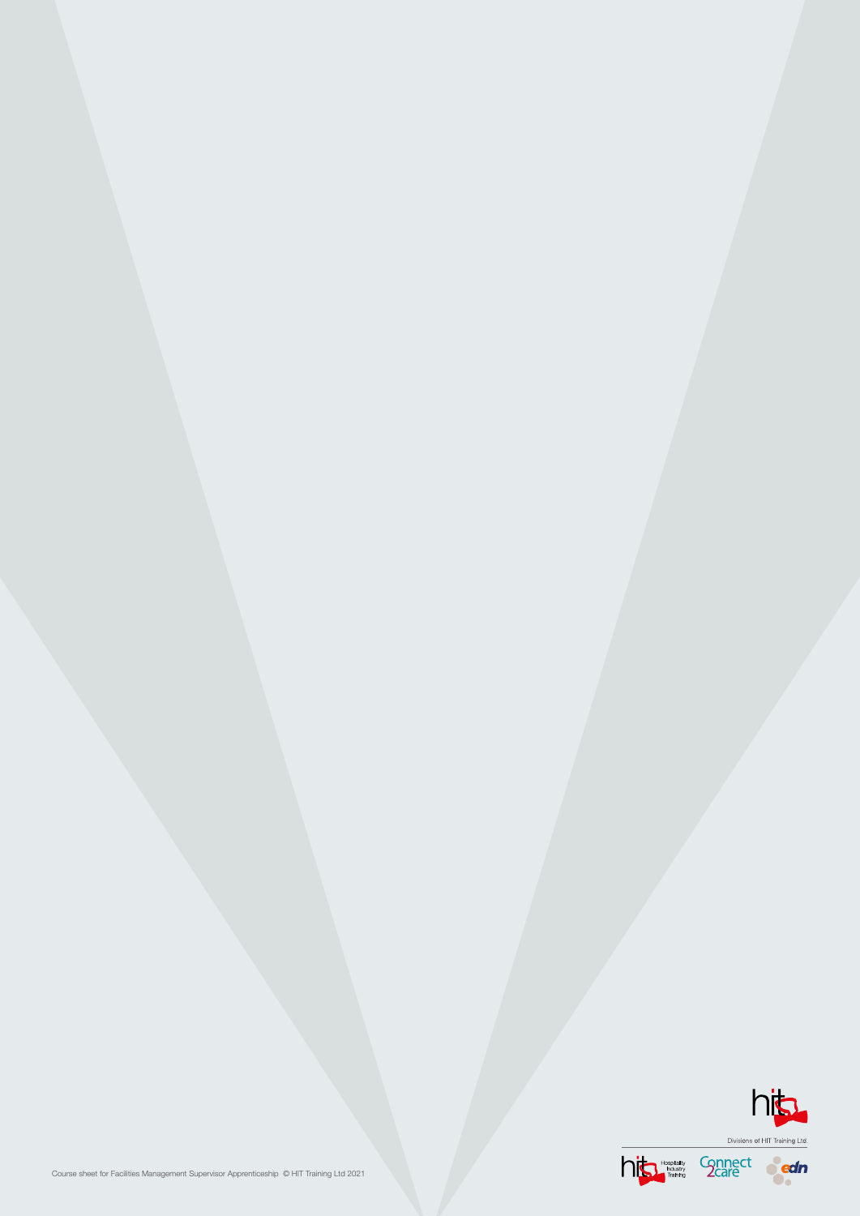Course sheet for Facilities Management Supervisor Apprenticeship © HIT Training Ltd 2021

Divisions of HIT Training Ltd.